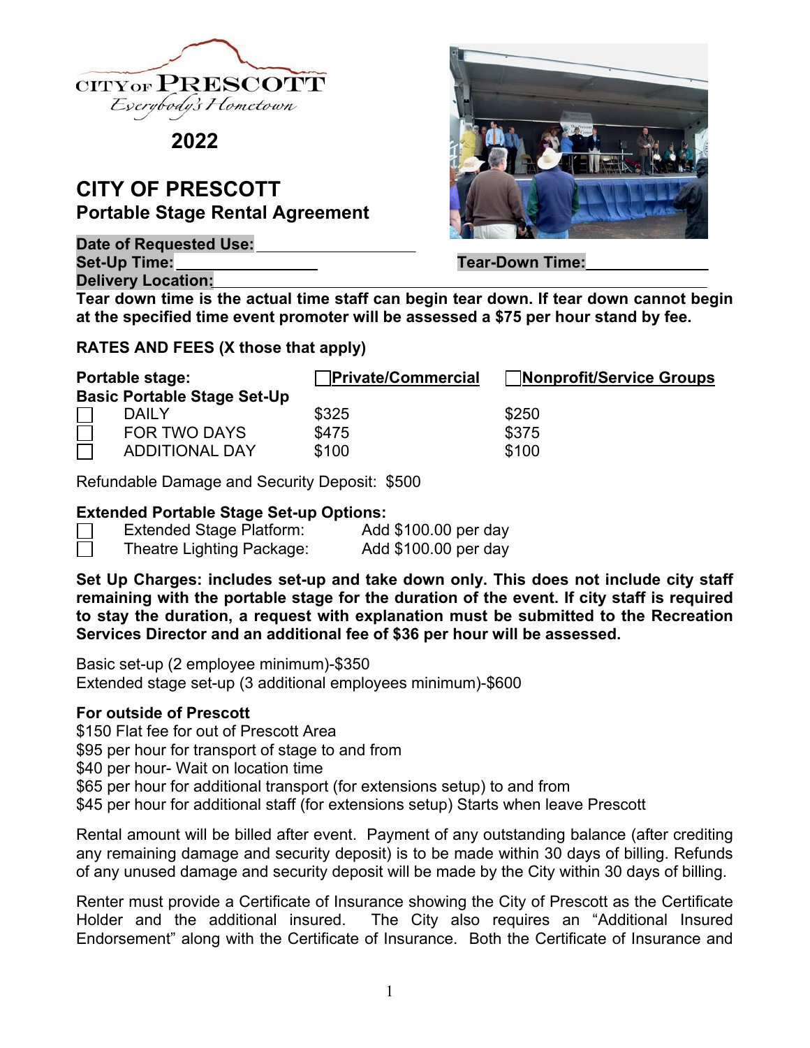CITY OF PRESCOTT
Everybody's Hometown

**2022**

# CITY OF PRESCOTT
## Portable Stage Rental Agreement

**Date of Requested Use:** ____________________

**Set-Up Time:** ________________ **Tear-Down Time:** ______________

**Delivery Location:** ______________________________________________

**Tear down time is the actual time staff can begin tear down. If tear down cannot begin at the specified time event promoter will be assessed a $75 per hour stand by fee.**

**RATES AND FEES (X those that apply)**

| **Portable stage:** | ☐ **Private/Commercial** | ☐ **Nonprofit/Service Groups** |
|---|---|---|
| **Basic Portable Stage Set-Up** | | |
| ☐ DAILY | $325 | $250 |
| ☐ FOR TWO DAYS | $475 | $375 |
| ☐ ADDITIONAL DAY | $100 | $100 |

Refundable Damage and Security Deposit: $500

**Extended Portable Stage Set-up Options:**

☐ Extended Stage Platform: Add $100.00 per day
☐ Theatre Lighting Package: Add $100.00 per day

**Set Up Charges: includes set-up and take down only. This does not include city staff remaining with the portable stage for the duration of the event. If city staff is required to stay the duration, a request with explanation must be submitted to the Recreation Services Director and an additional fee of $36 per hour will be assessed.**

Basic set-up (2 employee minimum)-$350
Extended stage set-up (3 additional employees minimum)-$600

**For outside of Prescott**

$150 Flat fee for out of Prescott Area
$95 per hour for transport of stage to and from
$40 per hour- Wait on location time
$65 per hour for additional transport (for extensions setup) to and from
$45 per hour for additional staff (for extensions setup) Starts when leave Prescott

Rental amount will be billed after event. Payment of any outstanding balance (after crediting any remaining damage and security deposit) is to be made within 30 days of billing. Refunds of any unused damage and security deposit will be made by the City within 30 days of billing.

Renter must provide a Certificate of Insurance showing the City of Prescott as the Certificate Holder and the additional insured. The City also requires an "Additional Insured Endorsement" along with the Certificate of Insurance. Both the Certificate of Insurance and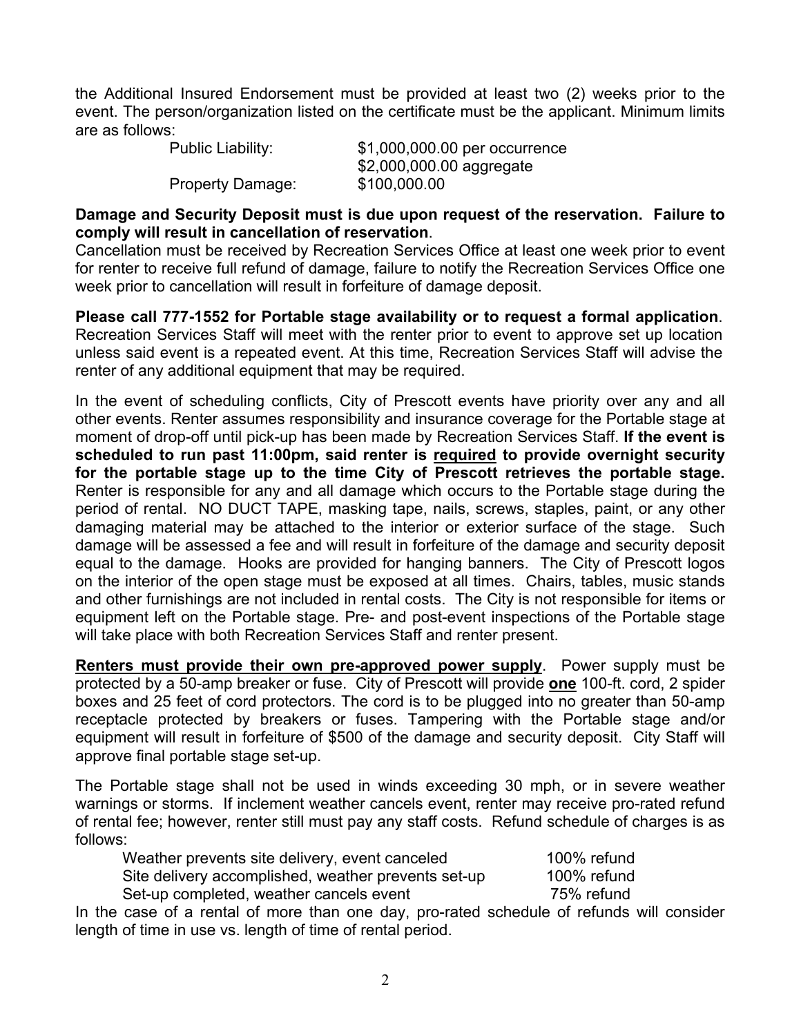the Additional Insured Endorsement must be provided at least two (2) weeks prior to the event. The person/organization listed on the certificate must be the applicant. Minimum limits are as follows:

| | |
|---|---|
| Public Liability: | $1,000,000.00 per occurrence |
| | $2,000,000.00 aggregate |
| Property Damage: | $100,000.00 |

**Damage and Security Deposit must is due upon request of the reservation. Failure to comply will result in cancellation of reservation**.
Cancellation must be received by Recreation Services Office at least one week prior to event for renter to receive full refund of damage, failure to notify the Recreation Services Office one week prior to cancellation will result in forfeiture of damage deposit.

**Please call 777-1552 for Portable stage availability or to request a formal application**. Recreation Services Staff will meet with the renter prior to event to approve set up location unless said event is a repeated event. At this time, Recreation Services Staff will advise the renter of any additional equipment that may be required.

In the event of scheduling conflicts, City of Prescott events have priority over any and all other events. Renter assumes responsibility and insurance coverage for the Portable stage at moment of drop-off until pick-up has been made by Recreation Services Staff. **If the event is scheduled to run past 11:00pm, said renter is <u>required</u> to provide overnight security for the portable stage up to the time City of Prescott retrieves the portable stage.** Renter is responsible for any and all damage which occurs to the Portable stage during the period of rental. NO DUCT TAPE, masking tape, nails, screws, staples, paint, or any other damaging material may be attached to the interior or exterior surface of the stage. Such damage will be assessed a fee and will result in forfeiture of the damage and security deposit equal to the damage. Hooks are provided for hanging banners. The City of Prescott logos on the interior of the open stage must be exposed at all times. Chairs, tables, music stands and other furnishings are not included in rental costs. The City is not responsible for items or equipment left on the Portable stage. Pre- and post-event inspections of the Portable stage will take place with both Recreation Services Staff and renter present.

**<u>Renters must provide their own pre-approved power supply</u>**. Power supply must be protected by a 50-amp breaker or fuse. City of Prescott will provide **<u>one</u>** 100-ft. cord, 2 spider boxes and 25 feet of cord protectors. The cord is to be plugged into no greater than 50-amp receptacle protected by breakers or fuses. Tampering with the Portable stage and/or equipment will result in forfeiture of $500 of the damage and security deposit. City Staff will approve final portable stage set-up.

The Portable stage shall not be used in winds exceeding 30 mph, or in severe weather warnings or storms. If inclement weather cancels event, renter may receive pro-rated refund of rental fee; however, renter still must pay any staff costs. Refund schedule of charges is as follows:

| | |
|---|---|
| Weather prevents site delivery, event canceled | 100% refund |
| Site delivery accomplished, weather prevents set-up | 100% refund |
| Set-up completed, weather cancels event | 75% refund |

In the case of a rental of more than one day, pro-rated schedule of refunds will consider length of time in use vs. length of time of rental period.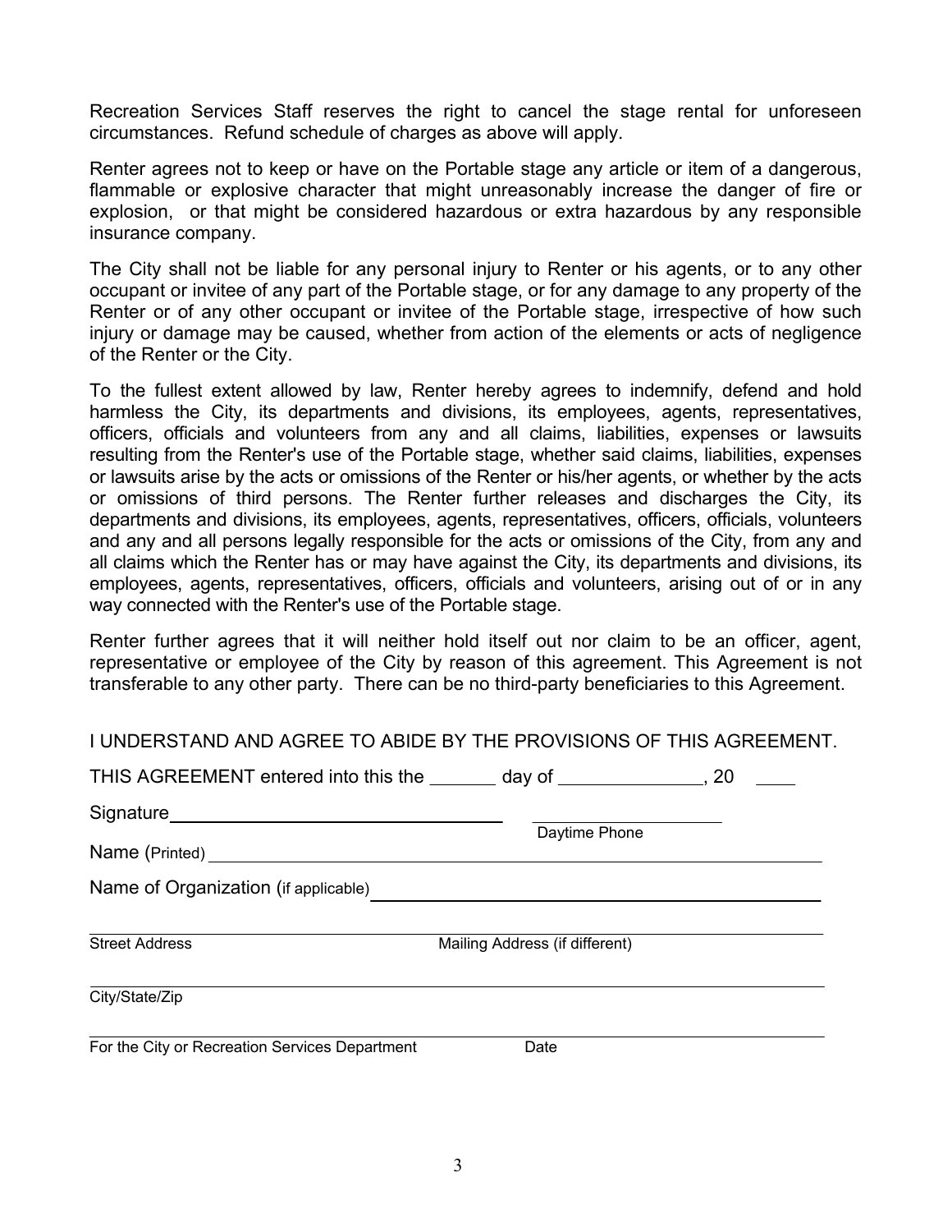Recreation Services Staff reserves the right to cancel the stage rental for unforeseen circumstances. Refund schedule of charges as above will apply.

Renter agrees not to keep or have on the Portable stage any article or item of a dangerous, flammable or explosive character that might unreasonably increase the danger of fire or explosion, or that might be considered hazardous or extra hazardous by any responsible insurance company.

The City shall not be liable for any personal injury to Renter or his agents, or to any other occupant or invitee of any part of the Portable stage, or for any damage to any property of the Renter or of any other occupant or invitee of the Portable stage, irrespective of how such injury or damage may be caused, whether from action of the elements or acts of negligence of the Renter or the City.

To the fullest extent allowed by law, Renter hereby agrees to indemnify, defend and hold harmless the City, its departments and divisions, its employees, agents, representatives, officers, officials and volunteers from any and all claims, liabilities, expenses or lawsuits resulting from the Renter's use of the Portable stage, whether said claims, liabilities, expenses or lawsuits arise by the acts or omissions of the Renter or his/her agents, or whether by the acts or omissions of third persons. The Renter further releases and discharges the City, its departments and divisions, its employees, agents, representatives, officers, officials, volunteers and any and all persons legally responsible for the acts or omissions of the City, from any and all claims which the Renter has or may have against the City, its departments and divisions, its employees, agents, representatives, officers, officials and volunteers, arising out of or in any way connected with the Renter's use of the Portable stage.

Renter further agrees that it will neither hold itself out nor claim to be an officer, agent, representative or employee of the City by reason of this agreement. This Agreement is not transferable to any other party. There can be no third-party beneficiaries to this Agreement.

I UNDERSTAND AND AGREE TO ABIDE BY THE PROVISIONS OF THIS AGREEMENT.

THIS AGREEMENT entered into this the _______ day of ______________, 20 ____

Signature________________________________ ____________________
Daytime Phone

Name (Printed) ____________________________________________________________

Name of Organization (if applicable) ______________________________________________

______________________________________________________________________
Street Address Mailing Address (if different)

______________________________________________________________________
City/State/Zip

______________________________________________________________________
For the City or Recreation Services Department Date